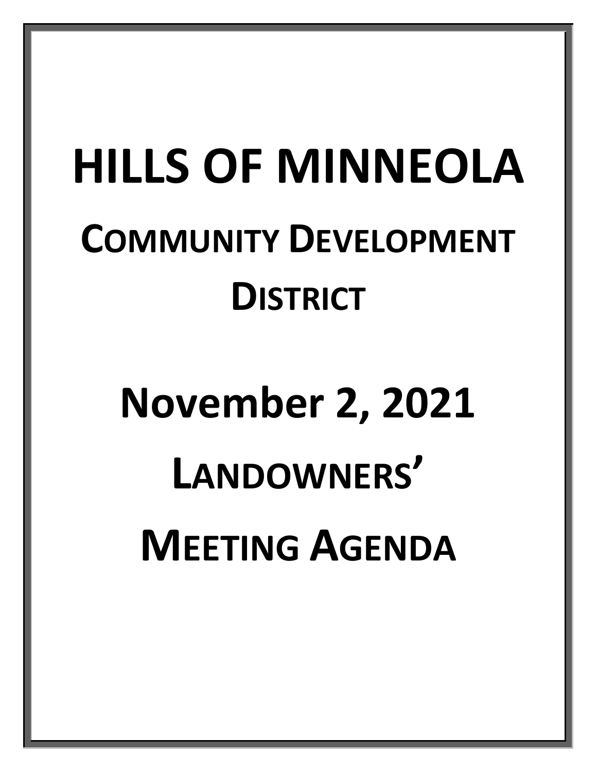# HILLS OF MINNEOLA

## COMMUNITY DEVELOPMENT DISTRICT

# November 2, 2021

## LANDOWNERS'

## MEETING AGENDA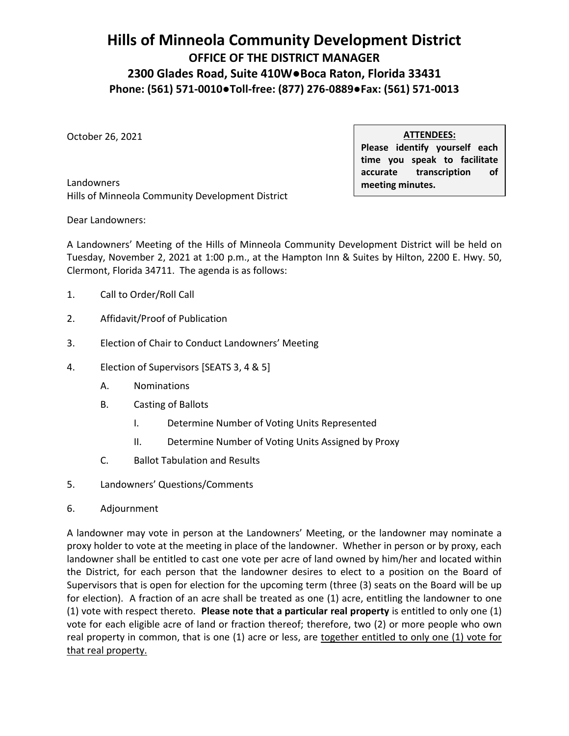# Hills of Minneola Community Development District

## OFFICE OF THE DISTRICT MANAGER

## 2300 Glades Road, Suite 410W●Boca Raton, Florida 33431

### Phone: (561) 571-0010●Toll-free: (877) 276-0889●Fax: (561) 571-0013

October 26, 2021

> **ATTENDEES:**
> **Please identify yourself each time you speak to facilitate accurate transcription of meeting minutes.**

Landowners
Hills of Minneola Community Development District

Dear Landowners:

A Landowners' Meeting of the Hills of Minneola Community Development District will be held on Tuesday, November 2, 2021 at 1:00 p.m., at the Hampton Inn & Suites by Hilton, 2200 E. Hwy. 50, Clermont, Florida 34711. The agenda is as follows:

1. Call to Order/Roll Call
2. Affidavit/Proof of Publication
3. Election of Chair to Conduct Landowners' Meeting
4. Election of Supervisors [SEATS 3, 4 & 5]
   - A. Nominations
   - B. Casting of Ballots
     - I. Determine Number of Voting Units Represented
     - II. Determine Number of Voting Units Assigned by Proxy
   - C. Ballot Tabulation and Results
5. Landowners' Questions/Comments
6. Adjournment

A landowner may vote in person at the Landowners' Meeting, or the landowner may nominate a proxy holder to vote at the meeting in place of the landowner. Whether in person or by proxy, each landowner shall be entitled to cast one vote per acre of land owned by him/her and located within the District, for each person that the landowner desires to elect to a position on the Board of Supervisors that is open for election for the upcoming term (three (3) seats on the Board will be up for election). A fraction of an acre shall be treated as one (1) acre, entitling the landowner to one (1) vote with respect thereto. **Please note that a particular real property** is entitled to only one (1) vote for each eligible acre of land or fraction thereof; therefore, two (2) or more people who own real property in common, that is one (1) acre or less, are <u>together entitled to only one (1) vote for that real property.</u>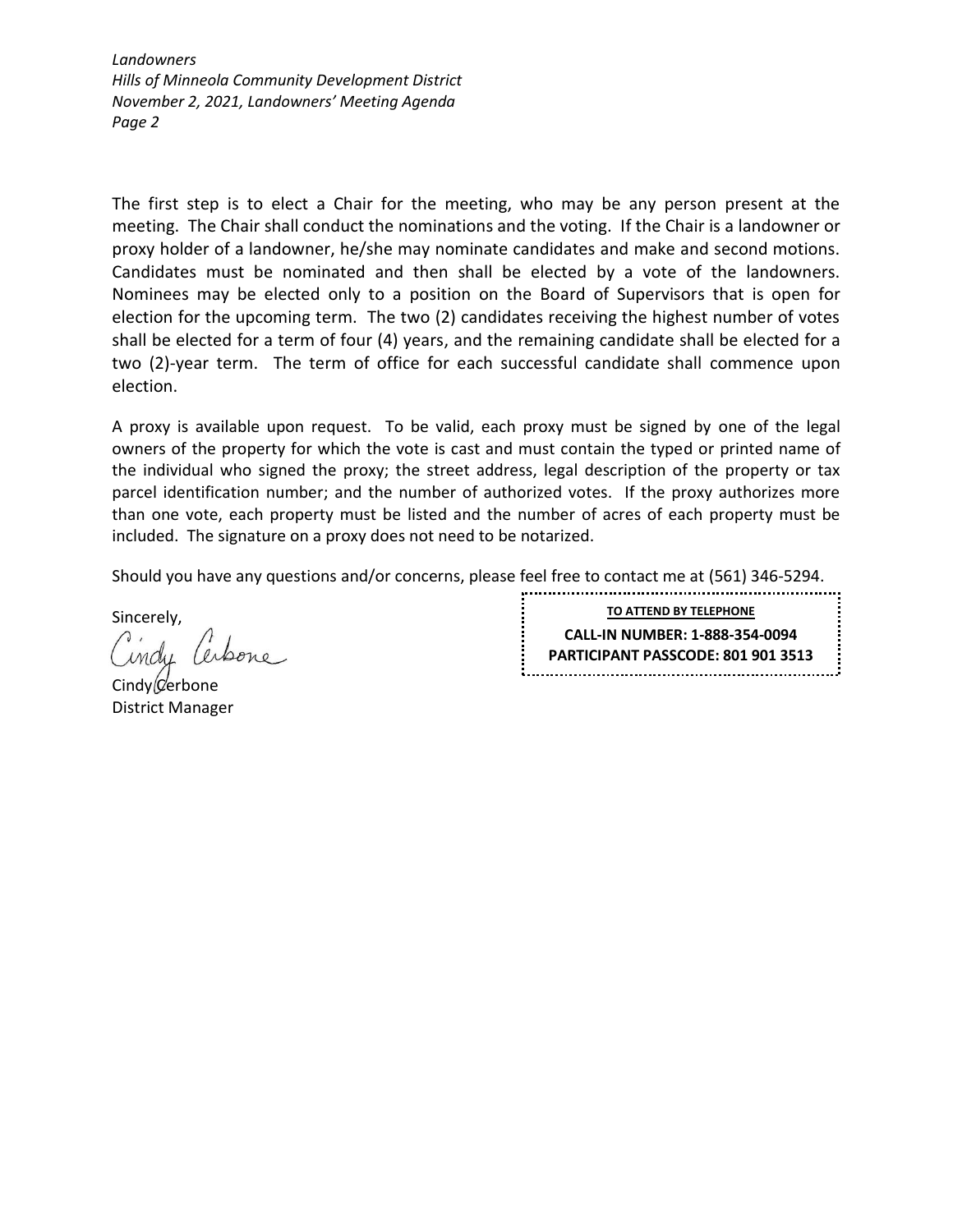The first step is to elect a Chair for the meeting, who may be any person present at the meeting. The Chair shall conduct the nominations and the voting. If the Chair is a landowner or proxy holder of a landowner, he/she may nominate candidates and make and second motions. Candidates must be nominated and then shall be elected by a vote of the landowners. Nominees may be elected only to a position on the Board of Supervisors that is open for election for the upcoming term. The two (2) candidates receiving the highest number of votes shall be elected for a term of four (4) years, and the remaining candidate shall be elected for a two (2)-year term. The term of office for each successful candidate shall commence upon election.

A proxy is available upon request. To be valid, each proxy must be signed by one of the legal owners of the property for which the vote is cast and must contain the typed or printed name of the individual who signed the proxy; the street address, legal description of the property or tax parcel identification number; and the number of authorized votes. If the proxy authorizes more than one vote, each property must be listed and the number of acres of each property must be included. The signature on a proxy does not need to be notarized.

Should you have any questions and/or concerns, please feel free to contact me at (561) 346-5294.

Sincerely,

Cindy Cerbone

Cindy Cerbone
District Manager

**TO ATTEND BY TELEPHONE**

**CALL-IN NUMBER: 1-888-354-0094**
**PARTICIPANT PASSCODE: 801 901 3513**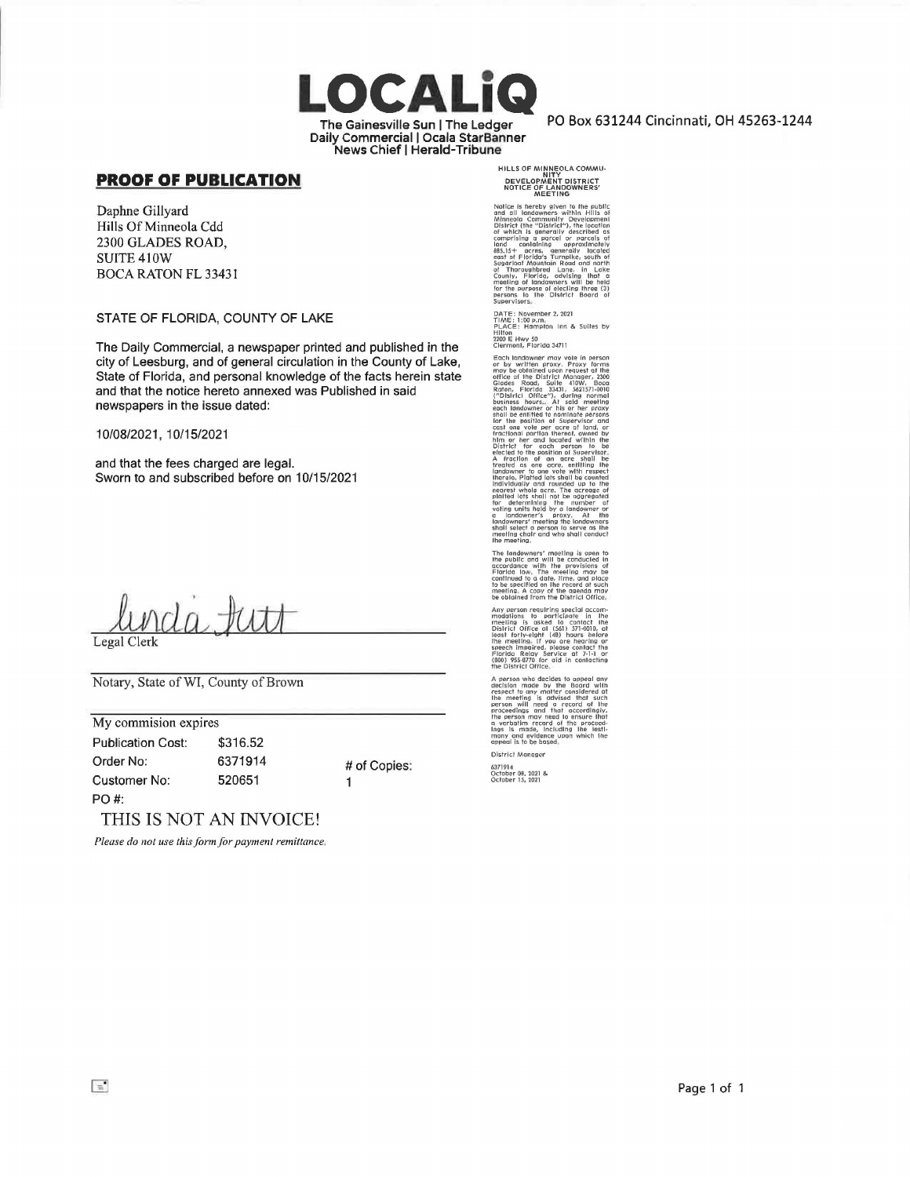# LOCALiQ

The Gainesville Sun | The Ledger
Daily Commercial | Ocala StarBanner
News Chief | Herald-Tribune

PO Box 631244 Cincinnati, OH 45263-1244

## PROOF OF PUBLICATION

Daphne Gillyard
Hills Of Minneola Cdd
2300 GLADES ROAD,
SUITE 410W
BOCA RATON FL 33431

STATE OF FLORIDA, COUNTY OF LAKE

The Daily Commercial, a newspaper printed and published in the city of Leesburg, and of general circulation in the County of Lake, State of Florida, and personal knowledge of the facts herein state and that the notice hereto annexed was Published in said newspapers in the issue dated:

10/08/2021, 10/15/2021

and that the fees charged are legal.
Sworn to and subscribed before on 10/15/2021

Linda Tutt
Legal Clerk

Notary, State of WI, County of Brown

My commision expires

| Publication Cost: | $316.52 | |
|---|---|---|
| Order No: | 6371914 | # of Copies: |
| Customer No: | 520651 | 1 |
| PO #: | | |

THIS IS NOT AN INVOICE!

*Please do not use this form for payment remittance.*

---

**HILLS OF MINNEOLA COMMUNITY DEVELOPMENT DISTRICT NOTICE OF LANDOWNERS' MEETING**

Notice is hereby given to the public and all landowners within Hills of Minneola Community Development District (the "District"), the location of which is generally described as comprising a parcel or parcels of land containing approximately 885.15+ acres, generally located east of Florida's Turnpike, south of Sugarloaf Mountain Road and north of Thoroughbred Lane, in Lake County, Florida, advising that a meeting of landowners will be held for the purpose of electing three (3) persons to the District Board of Supervisors.

DATE: November 2, 2021
TIME: 1:00 p.m.
PLACE: Hampton Inn & Suites by Hilton
2200 E Hwy 50
Clermont, Florida 34711

Each landowner may vote in person or by written proxy. Proxy forms may be obtained upon request at the office of the District Manager, 2300 Glades Road, Suite 410W, Boca Raton, Florida 33431, (561)571-0010 ("District Office"), during normal business hours. At said meeting each landowner or his or her proxy shall be entitled to nominate persons for the position of Supervisor and cast one vote per acre of land, or fractional portion thereof, owned by him or her and located within the District for each person to be elected to the position of Supervisor. A fraction of an acre shall be treated as one acre, entitling the landowner to one vote with respect thereto. Platted lots shall be counted individually and rounded up to the nearest whole acre. The acreage of platted lots shall not be aggregated for determining the number of voting units held by a landowner or a landowner's proxy. At the landowners' meeting the landowners shall select a person to serve as the meeting chair and who shall conduct the meeting.

The landowners' meeting is open to the public and will be conducted in accordance with the provisions of Florida law. The meeting may be continued to a date, time, and place to be specified on the record at such meeting. A copy of the agenda may be obtained from the District Office.

Any person requiring special accommodations to participate in the meeting is asked to contact the District Office at (561) 571-0010, at least forty-eight (48) hours before the meeting. If you are hearing or speech impaired, please contact the Florida Relay Service at 7-1-1 or (800) 955-8770 for aid in contacting the District Office.

A person who decides to appeal any decision made by the Board with respect to any matter considered at the meeting is advised that such person will need a record of the proceedings and that accordingly, the person may need to ensure that a verbatim record of the proceedings is made, including the testimony and evidence upon which the appeal is to be based.

District Manager

6371914
October 08, 2021 &
October 15, 2021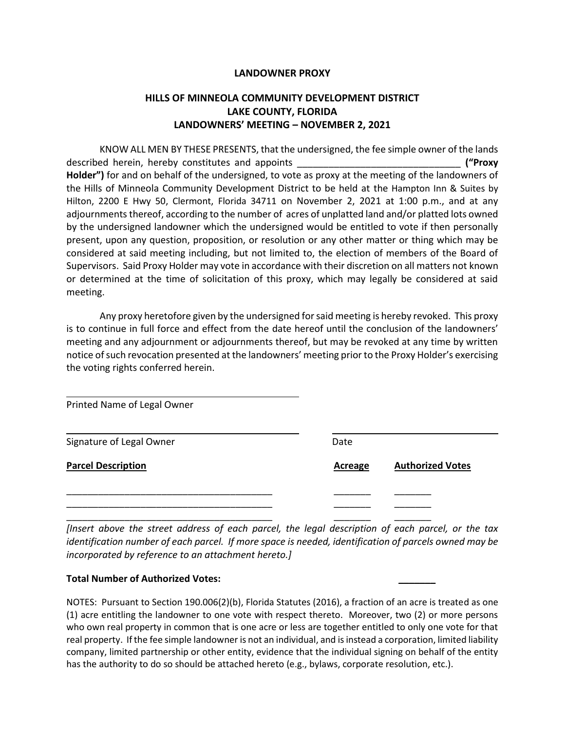# LANDOWNER PROXY

## HILLS OF MINNEOLA COMMUNITY DEVELOPMENT DISTRICT
## LAKE COUNTY, FLORIDA
## LANDOWNERS' MEETING – NOVEMBER 2, 2021

KNOW ALL MEN BY THESE PRESENTS, that the undersigned, the fee simple owner of the lands described herein, hereby constitutes and appoints ______________________________ **("Proxy Holder")** for and on behalf of the undersigned, to vote as proxy at the meeting of the landowners of the Hills of Minneola Community Development District to be held at the Hampton Inn & Suites by Hilton, 2200 E Hwy 50, Clermont, Florida 34711 on November 2, 2021 at 1:00 p.m., and at any adjournments thereof, according to the number of acres of unplatted land and/or platted lots owned by the undersigned landowner which the undersigned would be entitled to vote if then personally present, upon any question, proposition, or resolution or any other matter or thing which may be considered at said meeting including, but not limited to, the election of members of the Board of Supervisors. Said Proxy Holder may vote in accordance with their discretion on all matters not known or determined at the time of solicitation of this proxy, which may legally be considered at said meeting.

Any proxy heretofore given by the undersigned for said meeting is hereby revoked. This proxy is to continue in full force and effect from the date hereof until the conclusion of the landowners' meeting and any adjournment or adjournments thereof, but may be revoked at any time by written notice of such revocation presented at the landowners' meeting prior to the Proxy Holder's exercising the voting rights conferred herein.

______________________________________
Printed Name of Legal Owner

______________________________________ ______________________________
Signature of Legal Owner Date

| **Parcel Description** | **Acreage** | **Authorized Votes** |
|---|---|---|
| ______________________________________ | _______ | _______ |
| ______________________________________ | _______ | _______ |
| ______________________________________ | _______ | _______ |

*[Insert above the street address of each parcel, the legal description of each parcel, or the tax identification number of each parcel. If more space is needed, identification of parcels owned may be incorporated by reference to an attachment hereto.]*

**Total Number of Authorized Votes:** _______

NOTES: Pursuant to Section 190.006(2)(b), Florida Statutes (2016), a fraction of an acre is treated as one (1) acre entitling the landowner to one vote with respect thereto. Moreover, two (2) or more persons who own real property in common that is one acre or less are together entitled to only one vote for that real property. If the fee simple landowner is not an individual, and is instead a corporation, limited liability company, limited partnership or other entity, evidence that the individual signing on behalf of the entity has the authority to do so should be attached hereto (e.g., bylaws, corporate resolution, etc.).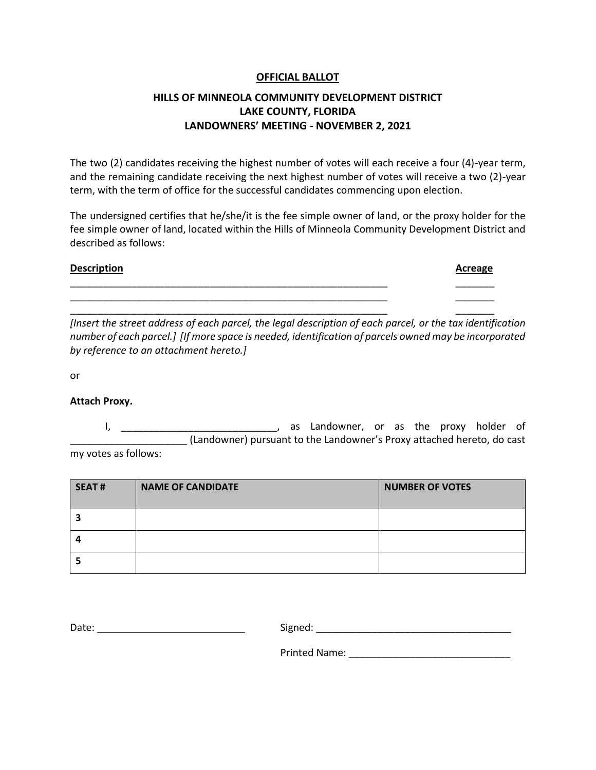**OFFICIAL BALLOT**

**HILLS OF MINNEOLA COMMUNITY DEVELOPMENT DISTRICT**
**LAKE COUNTY, FLORIDA**
**LANDOWNERS' MEETING - NOVEMBER 2, 2021**

The two (2) candidates receiving the highest number of votes will each receive a four (4)-year term, and the remaining candidate receiving the next highest number of votes will receive a two (2)-year term, with the term of office for the successful candidates commencing upon election.

The undersigned certifies that he/she/it is the fee simple owner of land, or the proxy holder for the fee simple owner of land, located within the Hills of Minneola Community Development District and described as follows:

| **Description** | **Acreage** |
|---|---|
| ____________________________________________________________ | _______ |
| ____________________________________________________________ | _______ |
| ____________________________________________________________ | _______ |

*[Insert the street address of each parcel, the legal description of each parcel, or the tax identification number of each parcel.] [If more space is needed, identification of parcels owned may be incorporated by reference to an attachment hereto.]*

or

**Attach Proxy.**

I, ____________________________, as Landowner, or as the proxy holder of _____________________ (Landowner) pursuant to the Landowner's Proxy attached hereto, do cast my votes as follows:

| SEAT # | NAME OF CANDIDATE | NUMBER OF VOTES |
|---|---|---|
| 3 | | |
| 4 | | |
| 5 | | |

Date: ___________________________

Signed: ___________________________________

Printed Name: _____________________________